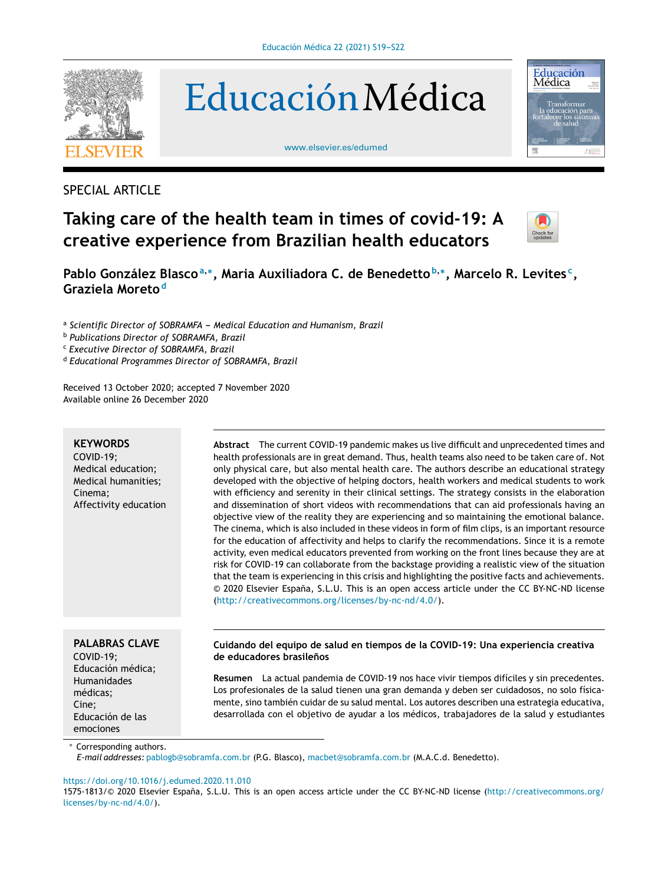SPECIAL ARTICLE

# Taking care of the health team in times of covid-19: A creative experience from Brazilian health educators

**Pablo González Blasco[a,*], Maria Auxiliadora C. de Benedetto[b,*], Marcelo R. Levites[c], Graziela Moreto[d]**

[a] *Scientific Director of SOBRAMFA — Medical Education and Humanism, Brazil*
[b] *Publications Director of SOBRAMFA, Brazil*
[c] *Executive Director of SOBRAMFA, Brazil*
[d] *Educational Programmes Director of SOBRAMFA, Brazil*

Received 13 October 2020; accepted 7 November 2020
Available online 26 December 2020

**KEYWORDS**
COVID-19;
Medical education;
Medical humanities;
Cinema;
Affectivity education

**Abstract** The current COVID-19 pandemic makes us live difficult and unprecedented times and health professionals are in great demand. Thus, health teams also need to be taken care of. Not only physical care, but also mental health care. The authors describe an educational strategy developed with the objective of helping doctors, health workers and medical students to work with efficiency and serenity in their clinical settings. The strategy consists in the elaboration and dissemination of short videos with recommendations that can aid professionals having an objective view of the reality they are experiencing and so maintaining the emotional balance. The cinema, which is also included in these videos in form of film clips, is an important resource for the education of affectivity and helps to clarify the recommendations. Since it is a remote activity, even medical educators prevented from working on the front lines because they are at risk for COVID-19 can collaborate from the backstage providing a realistic view of the situation that the team is experiencing in this crisis and highlighting the positive facts and achievements.
© 2020 Elsevier España, S.L.U. This is an open access article under the CC BY-NC-ND license (http://creativecommons.org/licenses/by-nc-nd/4.0/).

**PALABRAS CLAVE**
COVID-19;
Educación médica;
Humanidades médicas;
Cine;
Educación de las emociones

**Cuidando del equipo de salud en tiempos de la COVID-19: Una experiencia creativa de educadores brasileños**

**Resumen** La actual pandemia de COVID-19 nos hace vivir tiempos difíciles y sin precedentes. Los profesionales de la salud tienen una gran demanda y deben ser cuidadosos, no solo físicamente, sino también cuidar de su salud mental. Los autores describen una estrategia educativa, desarrollada con el objetivo de ayudar a los médicos, trabajadores de la salud y estudiantes

* Corresponding authors.
*E-mail addresses:* pablogb@sobramfa.com.br (P.G. Blasco), macbet@sobramfa.com.br (M.A.C.d. Benedetto).

https://doi.org/10.1016/j.edumed.2020.11.010
1575-1813/© 2020 Elsevier España, S.L.U. This is an open access article under the CC BY-NC-ND license (http://creativecommons.org/licenses/by-nc-nd/4.0/).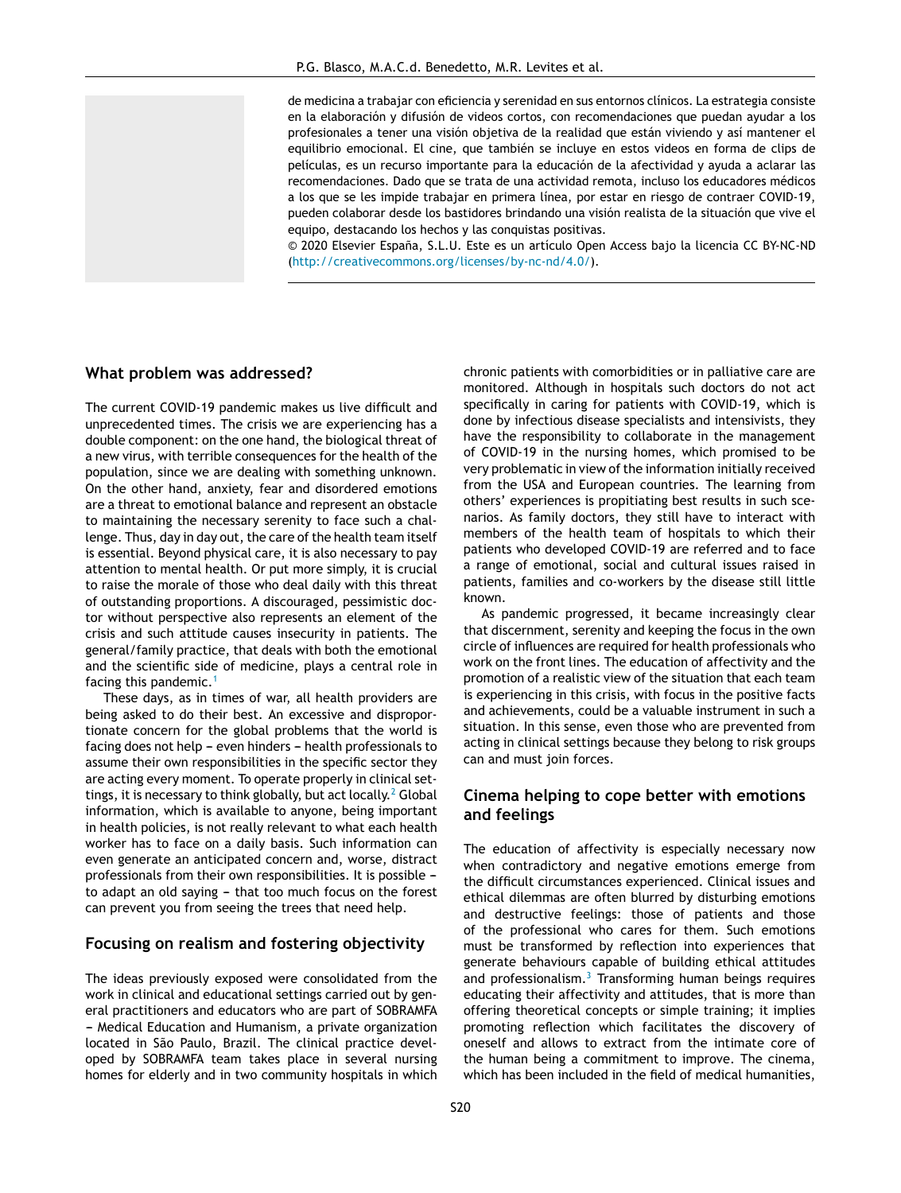de medicina a trabajar con eficiencia y serenidad en sus entornos clínicos. La estrategia consiste en la elaboración y difusión de videos cortos, con recomendaciones que puedan ayudar a los profesionales a tener una visión objetiva de la realidad que están viviendo y así mantener el equilibrio emocional. El cine, que también se incluye en estos videos en forma de clips de películas, es un recurso importante para la educación de la afectividad y ayuda a aclarar las recomendaciones. Dado que se trata de una actividad remota, incluso los educadores médicos a los que se les impide trabajar en primera línea, por estar en riesgo de contraer COVID-19, pueden colaborar desde los bastidores brindando una visión realista de la situación que vive el equipo, destacando los hechos y las conquistas positivas.

© 2020 Elsevier España, S.L.U. Este es un artículo Open Access bajo la licencia CC BY-NC-ND (http://creativecommons.org/licenses/by-nc-nd/4.0/).

## What problem was addressed?

The current COVID-19 pandemic makes us live difficult and unprecedented times. The crisis we are experiencing has a double component: on the one hand, the biological threat of a new virus, with terrible consequences for the health of the population, since we are dealing with something unknown. On the other hand, anxiety, fear and disordered emotions are a threat to emotional balance and represent an obstacle to maintaining the necessary serenity to face such a challenge. Thus, day in day out, the care of the health team itself is essential. Beyond physical care, it is also necessary to pay attention to mental health. Or put more simply, it is crucial to raise the morale of those who deal daily with this threat of outstanding proportions. A discouraged, pessimistic doctor without perspective also represents an element of the crisis and such attitude causes insecurity in patients. The general/family practice, that deals with both the emotional and the scientific side of medicine, plays a central role in facing this pandemic.[1]

These days, as in times of war, all health providers are being asked to do their best. An excessive and disproportionate concern for the global problems that the world is facing does not help – even hinders – health professionals to assume their own responsibilities in the specific sector they are acting every moment. To operate properly in clinical settings, it is necessary to think globally, but act locally.[2] Global information, which is available to anyone, being important in health policies, is not really relevant to what each health worker has to face on a daily basis. Such information can even generate an anticipated concern and, worse, distract professionals from their own responsibilities. It is possible – to adapt an old saying – that too much focus on the forest can prevent you from seeing the trees that need help.

## Focusing on realism and fostering objectivity

The ideas previously exposed were consolidated from the work in clinical and educational settings carried out by general practitioners and educators who are part of SOBRAMFA – Medical Education and Humanism, a private organization located in São Paulo, Brazil. The clinical practice developed by SOBRAMFA team takes place in several nursing homes for elderly and in two community hospitals in which chronic patients with comorbidities or in palliative care are monitored. Although in hospitals such doctors do not act specifically in caring for patients with COVID-19, which is done by infectious disease specialists and intensivists, they have the responsibility to collaborate in the management of COVID-19 in the nursing homes, which promised to be very problematic in view of the information initially received from the USA and European countries. The learning from others' experiences is propitiating best results in such scenarios. As family doctors, they still have to interact with members of the health team of hospitals to which their patients who developed COVID-19 are referred and to face a range of emotional, social and cultural issues raised in patients, families and co-workers by the disease still little known.

As pandemic progressed, it became increasingly clear that discernment, serenity and keeping the focus in the own circle of influences are required for health professionals who work on the front lines. The education of affectivity and the promotion of a realistic view of the situation that each team is experiencing in this crisis, with focus in the positive facts and achievements, could be a valuable instrument in such a situation. In this sense, even those who are prevented from acting in clinical settings because they belong to risk groups can and must join forces.

## Cinema helping to cope better with emotions and feelings

The education of affectivity is especially necessary now when contradictory and negative emotions emerge from the difficult circumstances experienced. Clinical issues and ethical dilemmas are often blurred by disturbing emotions and destructive feelings: those of patients and those of the professional who cares for them. Such emotions must be transformed by reflection into experiences that generate behaviours capable of building ethical attitudes and professionalism.[3] Transforming human beings requires educating their affectivity and attitudes, that is more than offering theoretical concepts or simple training; it implies promoting reflection which facilitates the discovery of oneself and allows to extract from the intimate core of the human being a commitment to improve. The cinema, which has been included in the field of medical humanities,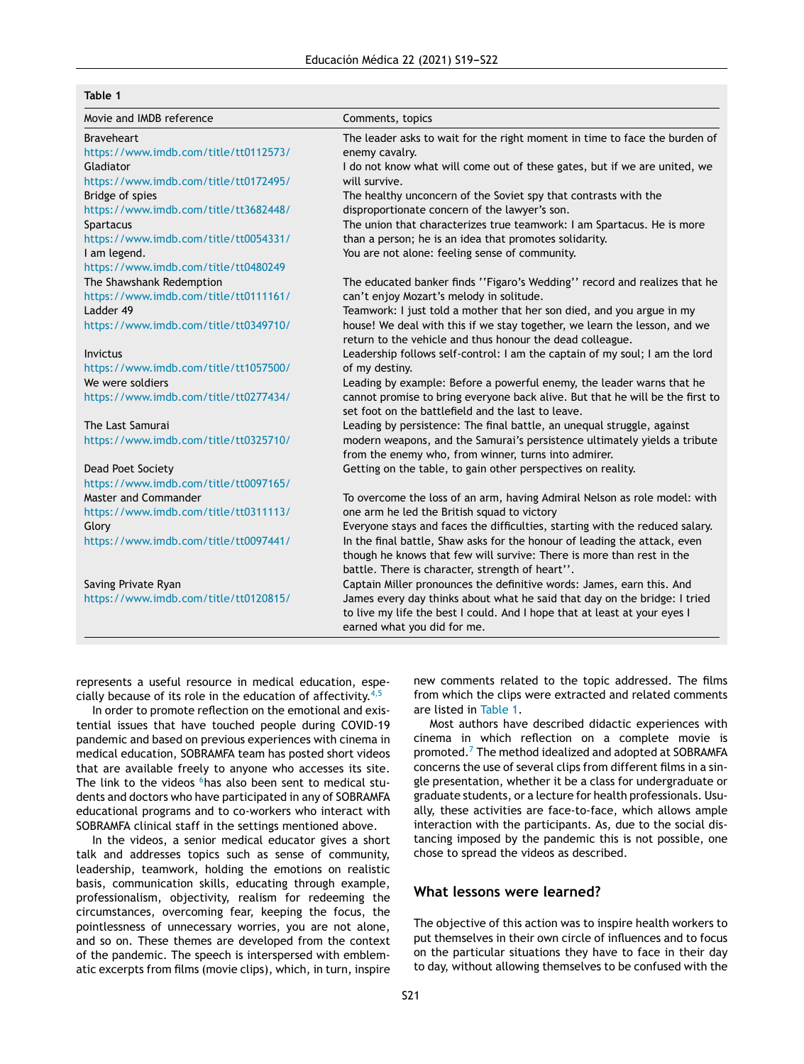**Table 1**

| Movie and IMDB reference | Comments, topics |
|---|---|
| Braveheart https://www.imdb.com/title/tt0112573/ | The leader asks to wait for the right moment in time to face the burden of enemy cavalry. |
| Gladiator https://www.imdb.com/title/tt0172495/ | I do not know what will come out of these gates, but if we are united, we will survive. |
| Bridge of spies https://www.imdb.com/title/tt3682448/ | The healthy unconcern of the Soviet spy that contrasts with the disproportionate concern of the lawyer's son. |
| Spartacus https://www.imdb.com/title/tt0054331/ | The union that characterizes true teamwork: I am Spartacus. He is more than a person; he is an idea that promotes solidarity. |
| I am legend. https://www.imdb.com/title/tt0480249 | You are not alone: feeling sense of community. |
| The Shawshank Redemption https://www.imdb.com/title/tt0111161/ | The educated banker finds ''Figaro's Wedding'' record and realizes that he can't enjoy Mozart's melody in solitude. |
| Ladder 49 https://www.imdb.com/title/tt0349710/ | Teamwork: I just told a mother that her son died, and you argue in my house! We deal with this if we stay together, we learn the lesson, and we return to the vehicle and thus honour the dead colleague. |
| Invictus https://www.imdb.com/title/tt1057500/ | Leadership follows self-control: I am the captain of my soul; I am the lord of my destiny. |
| We were soldiers https://www.imdb.com/title/tt0277434/ | Leading by example: Before a powerful enemy, the leader warns that he cannot promise to bring everyone back alive. But that he will be the first to set foot on the battlefield and the last to leave. |
| The Last Samurai https://www.imdb.com/title/tt0325710/ | Leading by persistence: The final battle, an unequal struggle, against modern weapons, and the Samurai's persistence ultimately yields a tribute from the enemy who, from winner, turns into admirer. |
| Dead Poet Society https://www.imdb.com/title/tt0097165/ | Getting on the table, to gain other perspectives on reality. |
| Master and Commander https://www.imdb.com/title/tt0311113/ | To overcome the loss of an arm, having Admiral Nelson as role model: with one arm he led the British squad to victory |
| Glory https://www.imdb.com/title/tt0097441/ | Everyone stays and faces the difficulties, starting with the reduced salary. In the final battle, Shaw asks for the honour of leading the attack, even though he knows that few will survive: There is more than rest in the battle. There is character, strength of heart''. |
| Saving Private Ryan https://www.imdb.com/title/tt0120815/ | Captain Miller pronounces the definitive words: James, earn this. And James every day thinks about what he said that day on the bridge: I tried to live my life the best I could. And I hope that at least at your eyes I earned what you did for me. |

represents a useful resource in medical education, especially because of its role in the education of affectivity.[4,5]

In order to promote reflection on the emotional and existential issues that have touched people during COVID-19 pandemic and based on previous experiences with cinema in medical education, SOBRAMFA team has posted short videos that are available freely to anyone who accesses its site. The link to the videos [6] has also been sent to medical students and doctors who have participated in any of SOBRAMFA educational programs and to co-workers who interact with SOBRAMFA clinical staff in the settings mentioned above.

In the videos, a senior medical educator gives a short talk and addresses topics such as sense of community, leadership, teamwork, holding the emotions on realistic basis, communication skills, educating through example, professionalism, objectivity, realism for redeeming the circumstances, overcoming fear, keeping the focus, the pointlessness of unnecessary worries, you are not alone, and so on. These themes are developed from the context of the pandemic. The speech is interspersed with emblematic excerpts from films (movie clips), which, in turn, inspire new comments related to the topic addressed. The films from which the clips were extracted and related comments are listed in Table 1.

Most authors have described didactic experiences with cinema in which reflection on a complete movie is promoted.[7] The method idealized and adopted at SOBRAMFA concerns the use of several clips from different films in a single presentation, whether it be a class for undergraduate or graduate students, or a lecture for health professionals. Usually, these activities are face-to-face, which allows ample interaction with the participants. As, due to the social distancing imposed by the pandemic this is not possible, one chose to spread the videos as described.

## What lessons were learned?

The objective of this action was to inspire health workers to put themselves in their own circle of influences and to focus on the particular situations they have to face in their day to day, without allowing themselves to be confused with the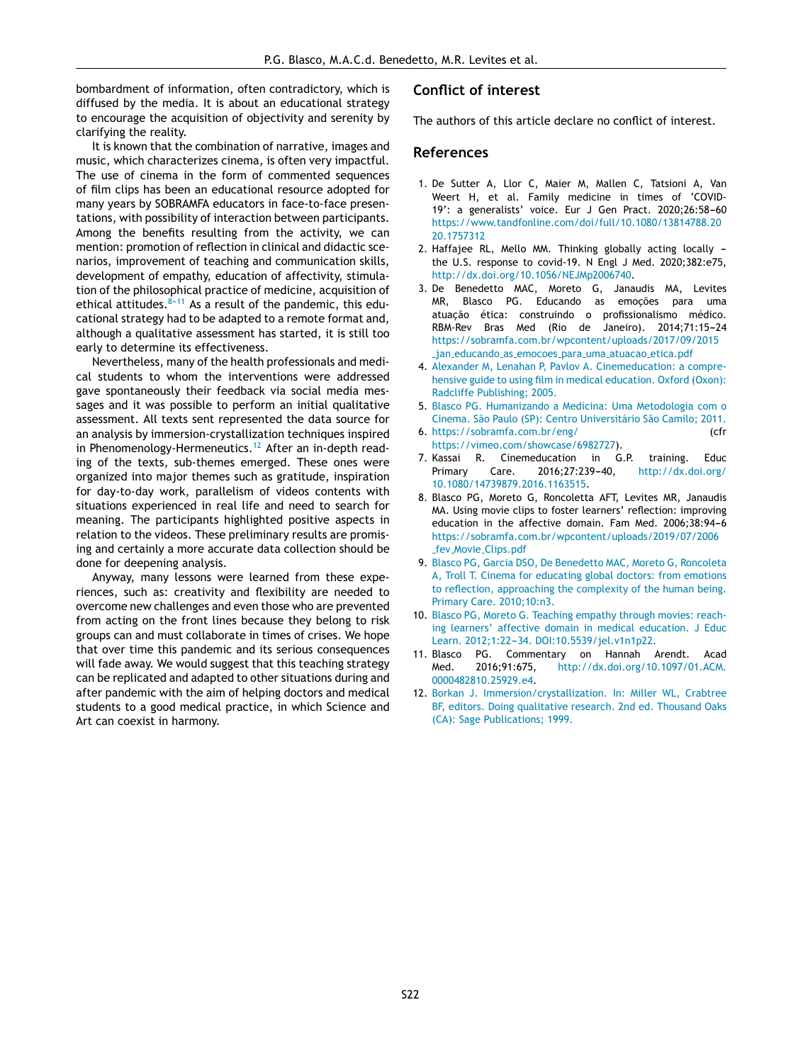bombardment of information, often contradictory, which is diffused by the media. It is about an educational strategy to encourage the acquisition of objectivity and serenity by clarifying the reality.

It is known that the combination of narrative, images and music, which characterizes cinema, is often very impactful. The use of cinema in the form of commented sequences of film clips has been an educational resource adopted for many years by SOBRAMFA educators in face-to-face presentations, with possibility of interaction between participants. Among the benefits resulting from the activity, we can mention: promotion of reflection in clinical and didactic scenarios, improvement of teaching and communication skills, development of empathy, education of affectivity, stimulation of the philosophical practice of medicine, acquisition of ethical attitudes.[8–11] As a result of the pandemic, this educational strategy had to be adapted to a remote format and, although a qualitative assessment has started, it is still too early to determine its effectiveness.

Nevertheless, many of the health professionals and medical students to whom the interventions were addressed gave spontaneously their feedback via social media messages and it was possible to perform an initial qualitative assessment. All texts sent represented the data source for an analysis by immersion-crystallization techniques inspired in Phenomenology-Hermeneutics.[12] After an in-depth reading of the texts, sub-themes emerged. These ones were organized into major themes such as gratitude, inspiration for day-to-day work, parallelism of videos contents with situations experienced in real life and need to search for meaning. The participants highlighted positive aspects in relation to the videos. These preliminary results are promising and certainly a more accurate data collection should be done for deepening analysis.

Anyway, many lessons were learned from these experiences, such as: creativity and flexibility are needed to overcome new challenges and even those who are prevented from acting on the front lines because they belong to risk groups can and must collaborate in times of crises. We hope that over time this pandemic and its serious consequences will fade away. We would suggest that this teaching strategy can be replicated and adapted to other situations during and after pandemic with the aim of helping doctors and medical students to a good medical practice, in which Science and Art can coexist in harmony.

## Conflict of interest

The authors of this article declare no conflict of interest.

## References

1. De Sutter A, Llor C, Maier M, Mallen C, Tatsioni A, Van Weert H, et al. Family medicine in times of 'COVID-19': a generalists' voice. Eur J Gen Pract. 2020;26:58–60 https://www.tandfonline.com/doi/full/10.1080/13814788.2020.1757312
2. Haffajee RL, Mello MM. Thinking globally acting locally – the U.S. response to covid-19. N Engl J Med. 2020;382:e75, http://dx.doi.org/10.1056/NEJMp2006740.
3. De Benedetto MAC, Moreto G, Janaudis MA, Levites MR, Blasco PG. Educando as emoções para uma atuação ética: construindo o profissionalismo médico. RBM-Rev Bras Med (Rio de Janeiro). 2014;71:15–24 https://sobramfa.com.br/wpcontent/uploads/2017/09/2015_jan_educando_as_emocoes_para_uma_atuacao_etica.pdf
4. Alexander M, Lenahan P, Pavlov A. Cinemeducation: a comprehensive guide to using film in medical education. Oxford (Oxon): Radcliffe Publishing; 2005.
5. Blasco PG. Humanizando a Medicina: Uma Metodologia com o Cinema. São Paulo (SP): Centro Universitário São Camilo; 2011.
6. https://sobramfa.com.br/eng/ (cfr https://vimeo.com/showcase/6982727).
7. Kassai R. Cinemeducation in G.P. training. Educ Primary Care. 2016;27:239–40, http://dx.doi.org/10.1080/14739879.2016.1163515.
8. Blasco PG, Moreto G, Roncoletta AFT, Levites MR, Janaudis MA. Using movie clips to foster learners' reflection: improving education in the affective domain. Fam Med. 2006;38:94–6 https://sobramfa.com.br/wpcontent/uploads/2019/07/2006_fev_Movie_Clips.pdf
9. Blasco PG, Garcia DSO, De Benedetto MAC, Moreto G, Roncoleta A, Troll T. Cinema for educating global doctors: from emotions to reflection, approaching the complexity of the human being. Primary Care. 2010;10:n3.
10. Blasco PG, Moreto G. Teaching empathy through movies: reaching learners' affective domain in medical education. J Educ Learn. 2012;1:22–34. DOI:10.5539/jel.v1n1p22.
11. Blasco PG. Commentary on Hannah Arendt. Acad Med. 2016;91:675, http://dx.doi.org/10.1097/01.ACM.0000482810.25929.e4.
12. Borkan J. Immersion/crystallization. In: Miller WL, Crabtree BF, editors. Doing qualitative research. 2nd ed. Thousand Oaks (CA): Sage Publications; 1999.